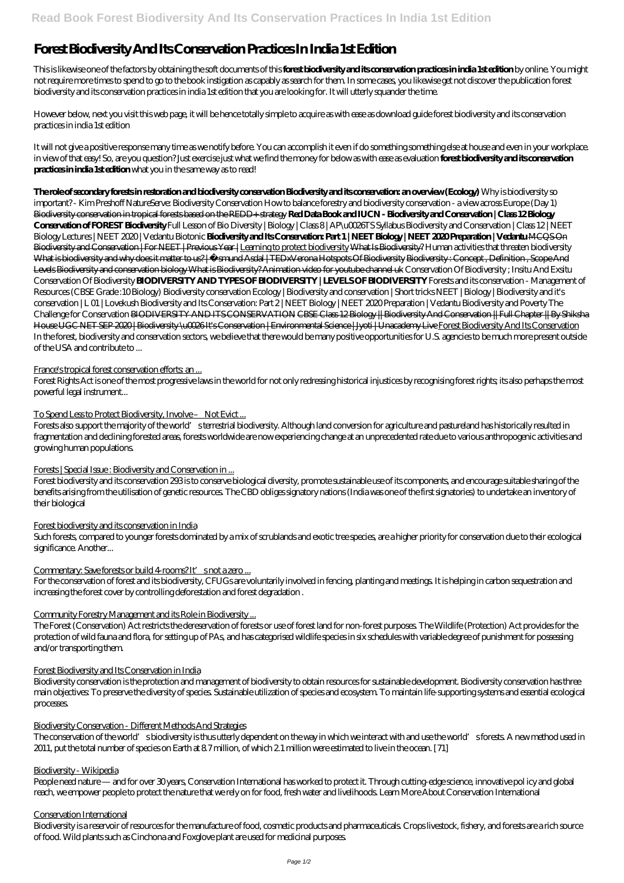# Forest Biodiversity And Its Conservation Practices In India 1st Edition

This is likewise one of the factors by obtaining the soft documents of this **forest biodiversity and its conservation practices in india 1st edition** by online. You might not require more times to spend to go to the book instigation as capably as search for them. In some cases, you likewise get not discover the publication forest biodiversity and its conservation practices in india 1st edition that you are looking for. It will utterly squander the time.

However below, next you visit this web page, it will be hence totally simple to acquire as with ease as download guide forest biodiversity and its conservation practices in india 1st edition

It will not give a positive response many time as we notify before. You can accomplish it even if do something something else at house and even in your workplace. in view of that easy! So, are you question? Just exercise just what we find the money for below as with ease as evaluation **forest biodiversity and its conservation practices in india 1st edition** what you in the same way as to read!

**The role of secondary forests in restoration and biodiversity conservation Biodiversity and its conservation: an overview (Ecology)** *Why is biodiversity so important? - Kim Preshoff NatureServe: Biodiversity Conservation How to balance forestry and biodiversity conservation - a view across Europe (Day 1)* Biodiversity conservation in tropical forests based on the REDD+ strategy **Red Data Book and IUCN - Biodiversity and Conservation | Class 12 Biology Conservation of FOREST Biodiversity** *Full Lesson of Bio Diversity | Biology | Class 8 | AP\u0026TS Syllabus Biodiversity and Conservation | Class 12 | NEET Biology Lectures | NEET 2020 | Vedantu Biotonic* **Biodiversity and Its Conservation: Part 1 | NEET Biology | NEET 2020 Preparation | Vedantu** MCQS On Biodiversity and Conservation | For NEET | Previous Year | Learning to protect biodiversity What Is Biodiversity? *Human activities that threaten biodiversity* What is biodiversity and why does it matter to us? | Ásmund Asdal | TEDxVerona Hotspots Of Biodiversity Biodiversity : Concept , Definition , Scope And Levels Biodiversity and conservation biology What is Biodiversity? Animation video for youtube channel uk *Conservation Of Biodiversity ; Insitu And Exsitu Conservation Of Biodiversity* **BIODIVERSITY AND TYPES OF BIODIVERSITY | LEVELS OF BIODIVERSITY** *Forests and its conservation - Management of Resources (CBSE Grade :10 Biology) Biodiversity conservation Ecology | Biodiversity and conservation | Short tricks NEET | Biology | Biodiversity and it's conservation | L 01 | Lovekush Biodiversity and Its Conservation: Part 2 | NEET Biology | NEET 2020 Preparation | Vedantu Biodiversity and Poverty The Challenge for Conservation* BIODIVERSITY AND ITS CONSERVATION CBSE Class 12 Biology || Biodiversity And Conservation || Full Chapter || By Shiksha House UGC NET SEP 2020 | Biodiversity \u0026 It's Conservation | Environmental Science | Jyoti | Unacademy Live Forest Biodiversity And Its Conservation

In the forest, biodiversity and conservation sectors, we believe that there would be many positive opportunities for U.S. agencies to be much more present outside of the USA and contribute to ...

France's tropical forest conservation efforts: an ...

Forest Rights Act is one of the most progressive laws in the world for not only redressing historical injustices by recognising forest rights; its also perhaps the most powerful legal instrument...

To Spend Less to Protect Biodiversity, Involve – Not Evict ...

Forests also support the majority of the world's terrestrial biodiversity. Although land conversion for agriculture and pastureland has historically resulted in fragmentation and declining forested areas, forests worldwide are now experiencing change at an unprecedented rate due to various anthropogenic activities and growing human populations.

Forests | Special Issue : Biodiversity and Conservation in ...

Forest biodiversity and its conservation 293 is to conserve biological diversity, promote sustainable use of its components, and encourage suitable sharing of the benefits arising from the utilisation of genetic resources. The CBD obliges signatory nations (India was one of the first signatories) to undertake an inventory of their biological

Forest biodiversity and its conservation in India

Such forests, compared to younger forests dominated by a mix of scrublands and exotic tree species, are a higher priority for conservation due to their ecological significance. Another...

Commentary: Save forests or build 4-rooms? It's not a zero ...

For the conservation of forest and its biodiversity, CFUGs are voluntarily involved in fencing, planting and meetings. It is helping in carbon sequestration and increasing the forest cover by controlling deforestation and forest degradation .

Community Forestry Management and its Role in Biodiversity ...

The Forest (Conservation) Act restricts the dereservation of forests or use of forest land for non-forest purposes. The Wildlife (Protection) Act provides for the protection of wild fauna and flora, for setting up of PAs, and has categorised wildlife species in six schedules with variable degree of punishment for possessing and/or transporting them.

Forest Biodiversity and Its Conservation in India

Biodiversity conservation is the protection and management of biodiversity to obtain resources for sustainable development. Biodiversity conservation has three main objectives: To preserve the diversity of species. Sustainable utilization of species and ecosystem. To maintain life-supporting systems and essential ecological processes.

Biodiversity Conservation - Different Methods And Strategies

The conservation of the world's biodiversity is thus utterly dependent on the way in which we interact with and use the world's forests. A new method used in 2011, put the total number of species on Earth at 8.7 million, of which 2.1 million were estimated to live in the ocean. [71]

Biodiversity - Wikipedia

People need nature — and for over 30 years, Conservation International has worked to protect it. Through cutting-edge science, innovative pol icy and global reach, we empower people to protect the nature that we rely on for food, fresh water and livelihoods. Learn More About Conservation International

Conservation International

Biodiversity is a reservoir of resources for the manufacture of food, cosmetic products and pharmaceuticals. Crops livestock, fishery, and forests are a rich source of food. Wild plants such as Cinchona and Foxglove plant are used for medicinal purposes.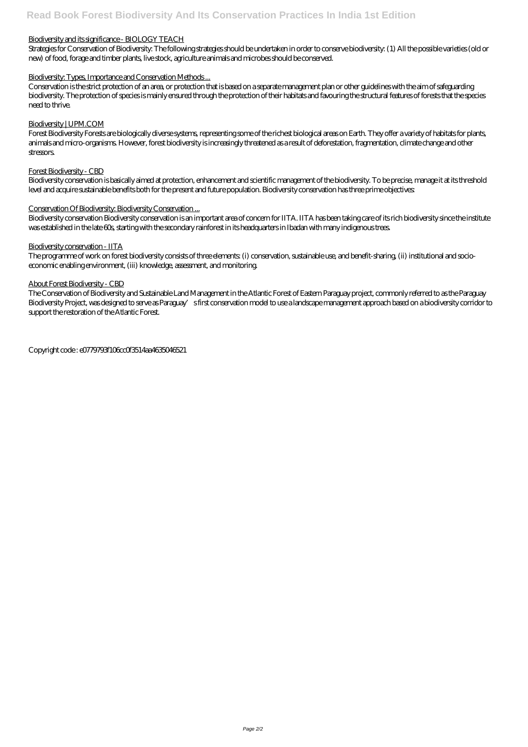Biodiversity and its significance - BIOLOGY TEACH

Strategies for Conservation of Biodiversity: The following strategies should be undertaken in order to conserve biodiversity: (1) All the possible varieties (old or new) of food, forage and timber plants, live stock, agriculture animals and microbes should be conserved.

Biodiversity: Types, Importance and Conservation Methods ...

Conservation is the strict protection of an area, or protection that is based on a separate management plan or other guidelines with the aim of safeguarding biodiversity. The protection of species is mainly ensured through the protection of their habitats and favouring the structural features of forests that the species need to thrive.

Biodiversity | UPM.COM

Forest Biodiversity Forests are biologically diverse systems, representing some of the richest biological areas on Earth. They offer a variety of habitats for plants, animals and micro-organisms. However, forest biodiversity is increasingly threatened as a result of deforestation, fragmentation, climate change and other stressors.

Forest Biodiversity - CBD

Biodiversity conservation is basically aimed at protection, enhancement and scientific management of the biodiversity. To be precise, manage it at its threshold level and acquire sustainable benefits both for the present and future population. Biodiversity conservation has three prime objectives:

Conservation Of Biodiversity: Biodiversity Conservation ...

Biodiversity conservation Biodiversity conservation is an important area of concern for IITA. IITA has been taking care of its rich biodiversity since the institute was established in the late 60s, starting with the secondary rainforest in its headquarters in Ibadan with many indigenous trees.

Biodiversity conservation - IITA

The programme of work on forest biodiversity consists of three elements: (i) conservation, sustainable use, and benefit-sharing, (ii) institutional and socio-economic enabling environment, (iii) knowledge, assessment, and monitoring.

About Forest Biodiversity - CBD

The Conservation of Biodiversity and Sustainable Land Management in the Atlantic Forest of Eastern Paraguay project, commonly referred to as the Paraguay Biodiversity Project, was designed to serve as Paraguay's first conservation model to use a landscape management approach based on a biodiversity corridor to support the restoration of the Atlantic Forest.

Copyright code : e0779793f106cc0f3514aa4635046521